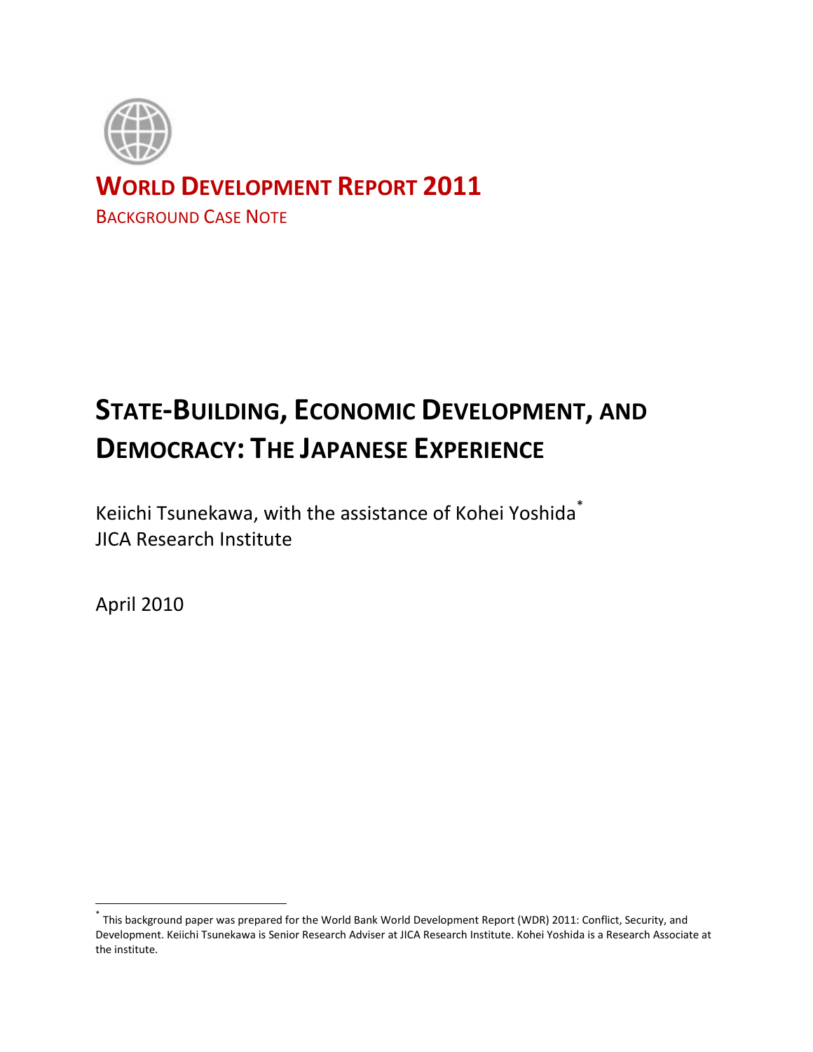**WORLD DEVELOPMENT REPORT 2011**

BACKGROUND CASE NOTE

# STATE-BUILDING, ECONOMIC DEVELOPMENT, AND DEMOCRACY: THE JAPANESE EXPERIENCE

Keiichi Tsunekawa, with the assistance of Kohei Yoshida[*]

JICA Research Institute

April 2010

[*] This background paper was prepared for the World Bank World Development Report (WDR) 2011: Conflict, Security, and Development. Keiichi Tsunekawa is Senior Research Adviser at JICA Research Institute. Kohei Yoshida is a Research Associate at the institute.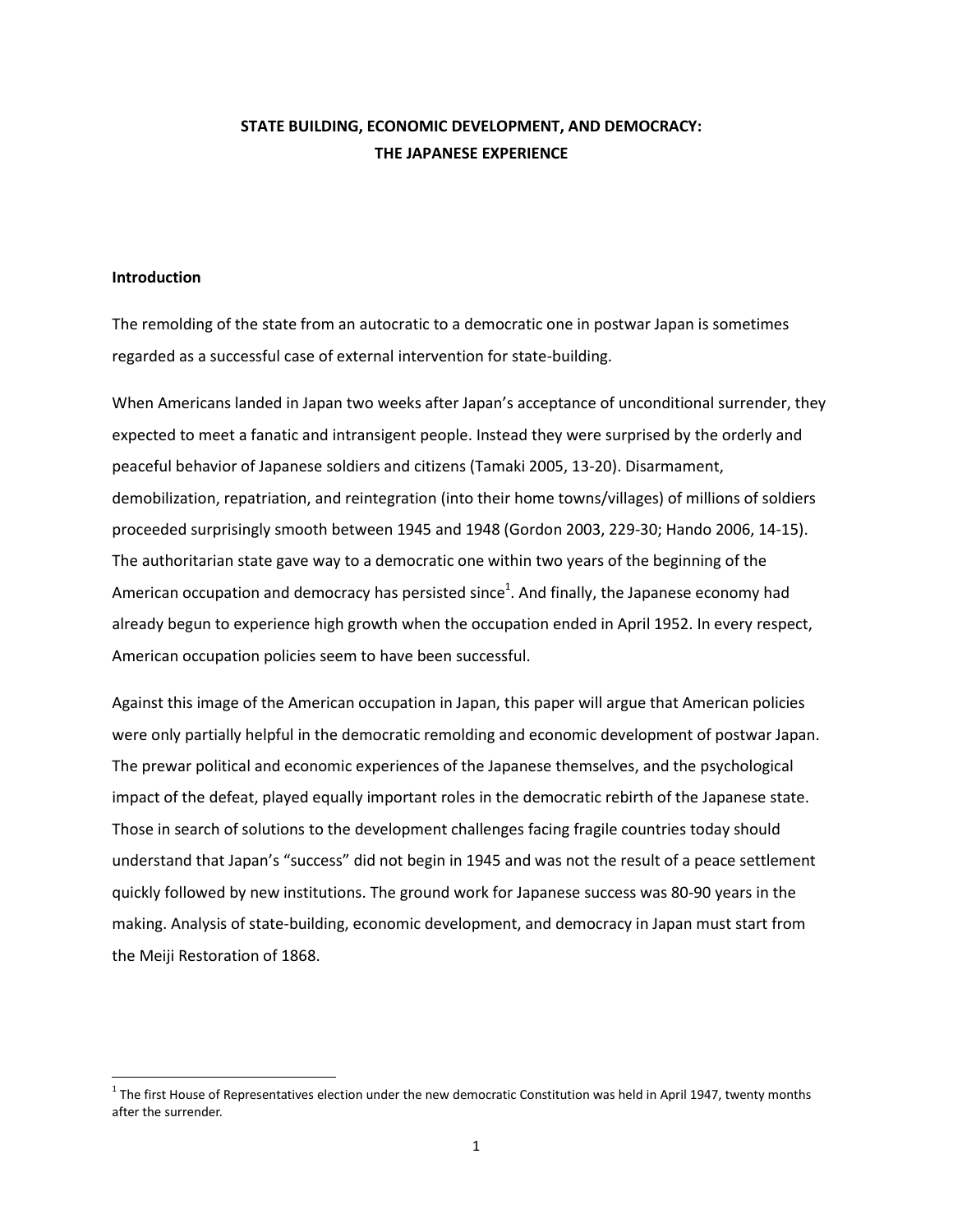**STATE BUILDING, ECONOMIC DEVELOPMENT, AND DEMOCRACY:**
**THE JAPANESE EXPERIENCE**

## Introduction

The remolding of the state from an autocratic to a democratic one in postwar Japan is sometimes regarded as a successful case of external intervention for state-building.

When Americans landed in Japan two weeks after Japan's acceptance of unconditional surrender, they expected to meet a fanatic and intransigent people. Instead they were surprised by the orderly and peaceful behavior of Japanese soldiers and citizens (Tamaki 2005, 13-20). Disarmament, demobilization, repatriation, and reintegration (into their home towns/villages) of millions of soldiers proceeded surprisingly smooth between 1945 and 1948 (Gordon 2003, 229-30; Hando 2006, 14-15). The authoritarian state gave way to a democratic one within two years of the beginning of the American occupation and democracy has persisted since[1]. And finally, the Japanese economy had already begun to experience high growth when the occupation ended in April 1952. In every respect, American occupation policies seem to have been successful.

Against this image of the American occupation in Japan, this paper will argue that American policies were only partially helpful in the democratic remolding and economic development of postwar Japan. The prewar political and economic experiences of the Japanese themselves, and the psychological impact of the defeat, played equally important roles in the democratic rebirth of the Japanese state. Those in search of solutions to the development challenges facing fragile countries today should understand that Japan's "success" did not begin in 1945 and was not the result of a peace settlement quickly followed by new institutions. The ground work for Japanese success was 80-90 years in the making. Analysis of state-building, economic development, and democracy in Japan must start from the Meiji Restoration of 1868.

[1] The first House of Representatives election under the new democratic Constitution was held in April 1947, twenty months after the surrender.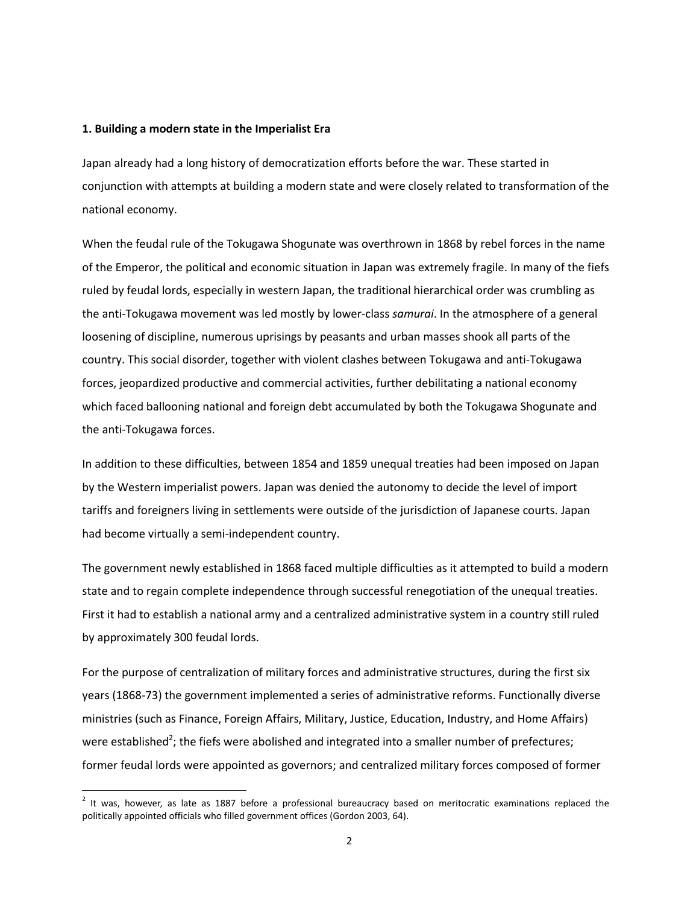### 1. Building a modern state in the Imperialist Era

Japan already had a long history of democratization efforts before the war. These started in conjunction with attempts at building a modern state and were closely related to transformation of the national economy.

When the feudal rule of the Tokugawa Shogunate was overthrown in 1868 by rebel forces in the name of the Emperor, the political and economic situation in Japan was extremely fragile. In many of the fiefs ruled by feudal lords, especially in western Japan, the traditional hierarchical order was crumbling as the anti-Tokugawa movement was led mostly by lower-class *samurai*. In the atmosphere of a general loosening of discipline, numerous uprisings by peasants and urban masses shook all parts of the country. This social disorder, together with violent clashes between Tokugawa and anti-Tokugawa forces, jeopardized productive and commercial activities, further debilitating a national economy which faced ballooning national and foreign debt accumulated by both the Tokugawa Shogunate and the anti-Tokugawa forces.

In addition to these difficulties, between 1854 and 1859 unequal treaties had been imposed on Japan by the Western imperialist powers. Japan was denied the autonomy to decide the level of import tariffs and foreigners living in settlements were outside of the jurisdiction of Japanese courts. Japan had become virtually a semi-independent country.

The government newly established in 1868 faced multiple difficulties as it attempted to build a modern state and to regain complete independence through successful renegotiation of the unequal treaties. First it had to establish a national army and a centralized administrative system in a country still ruled by approximately 300 feudal lords.

For the purpose of centralization of military forces and administrative structures, during the first six years (1868-73) the government implemented a series of administrative reforms. Functionally diverse ministries (such as Finance, Foreign Affairs, Military, Justice, Education, Industry, and Home Affairs) were established[2]; the fiefs were abolished and integrated into a smaller number of prefectures; former feudal lords were appointed as governors; and centralized military forces composed of former

[2] It was, however, as late as 1887 before a professional bureaucracy based on meritocratic examinations replaced the politically appointed officials who filled government offices (Gordon 2003, 64).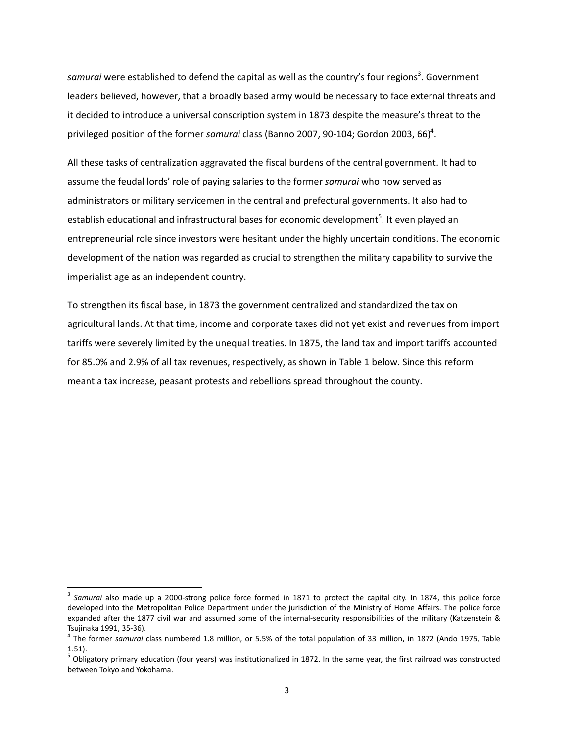*samurai* were established to defend the capital as well as the country's four regions[3]. Government leaders believed, however, that a broadly based army would be necessary to face external threats and it decided to introduce a universal conscription system in 1873 despite the measure's threat to the privileged position of the former *samurai* class (Banno 2007, 90-104; Gordon 2003, 66)[4].

All these tasks of centralization aggravated the fiscal burdens of the central government. It had to assume the feudal lords' role of paying salaries to the former *samurai* who now served as administrators or military servicemen in the central and prefectural governments. It also had to establish educational and infrastructural bases for economic development[5]. It even played an entrepreneurial role since investors were hesitant under the highly uncertain conditions. The economic development of the nation was regarded as crucial to strengthen the military capability to survive the imperialist age as an independent country.

To strengthen its fiscal base, in 1873 the government centralized and standardized the tax on agricultural lands. At that time, income and corporate taxes did not yet exist and revenues from import tariffs were severely limited by the unequal treaties. In 1875, the land tax and import tariffs accounted for 85.0% and 2.9% of all tax revenues, respectively, as shown in Table 1 below. Since this reform meant a tax increase, peasant protests and rebellions spread throughout the county.

---

[3] *Samurai* also made up a 2000-strong police force formed in 1871 to protect the capital city. In 1874, this police force developed into the Metropolitan Police Department under the jurisdiction of the Ministry of Home Affairs. The police force expanded after the 1877 civil war and assumed some of the internal-security responsibilities of the military (Katzenstein & Tsujinaka 1991, 35-36).

[4] The former *samurai* class numbered 1.8 million, or 5.5% of the total population of 33 million, in 1872 (Ando 1975, Table 1.51).

[5] Obligatory primary education (four years) was institutionalized in 1872. In the same year, the first railroad was constructed between Tokyo and Yokohama.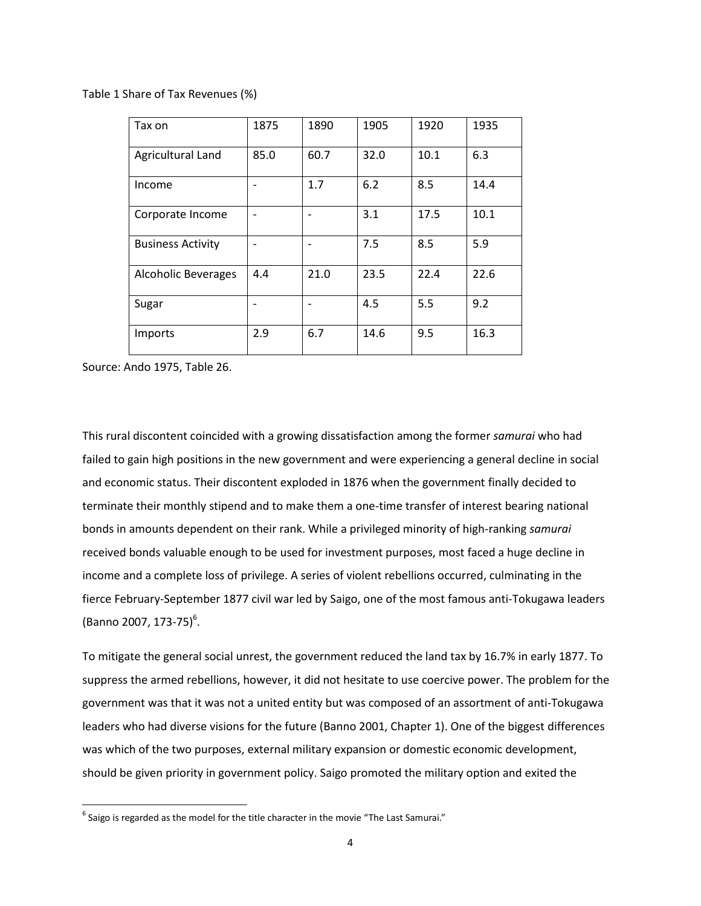Table 1 Share of Tax Revenues (%)

| Tax on | 1875 | 1890 | 1905 | 1920 | 1935 |
|---|---|---|---|---|---|
| Agricultural Land | 85.0 | 60.7 | 32.0 | 10.1 | 6.3 |
| Income | - | 1.7 | 6.2 | 8.5 | 14.4 |
| Corporate Income | - | - | 3.1 | 17.5 | 10.1 |
| Business Activity | - | - | 7.5 | 8.5 | 5.9 |
| Alcoholic Beverages | 4.4 | 21.0 | 23.5 | 22.4 | 22.6 |
| Sugar | - | - | 4.5 | 5.5 | 9.2 |
| Imports | 2.9 | 6.7 | 14.6 | 9.5 | 16.3 |

Source: Ando 1975, Table 26.

This rural discontent coincided with a growing dissatisfaction among the former *samurai* who had failed to gain high positions in the new government and were experiencing a general decline in social and economic status. Their discontent exploded in 1876 when the government finally decided to terminate their monthly stipend and to make them a one-time transfer of interest bearing national bonds in amounts dependent on their rank. While a privileged minority of high-ranking *samurai* received bonds valuable enough to be used for investment purposes, most faced a huge decline in income and a complete loss of privilege. A series of violent rebellions occurred, culminating in the fierce February-September 1877 civil war led by Saigo, one of the most famous anti-Tokugawa leaders (Banno 2007, 173-75)[6].

To mitigate the general social unrest, the government reduced the land tax by 16.7% in early 1877. To suppress the armed rebellions, however, it did not hesitate to use coercive power. The problem for the government was that it was not a united entity but was composed of an assortment of anti-Tokugawa leaders who had diverse visions for the future (Banno 2001, Chapter 1). One of the biggest differences was which of the two purposes, external military expansion or domestic economic development, should be given priority in government policy. Saigo promoted the military option and exited the

[6] Saigo is regarded as the model for the title character in the movie "The Last Samurai."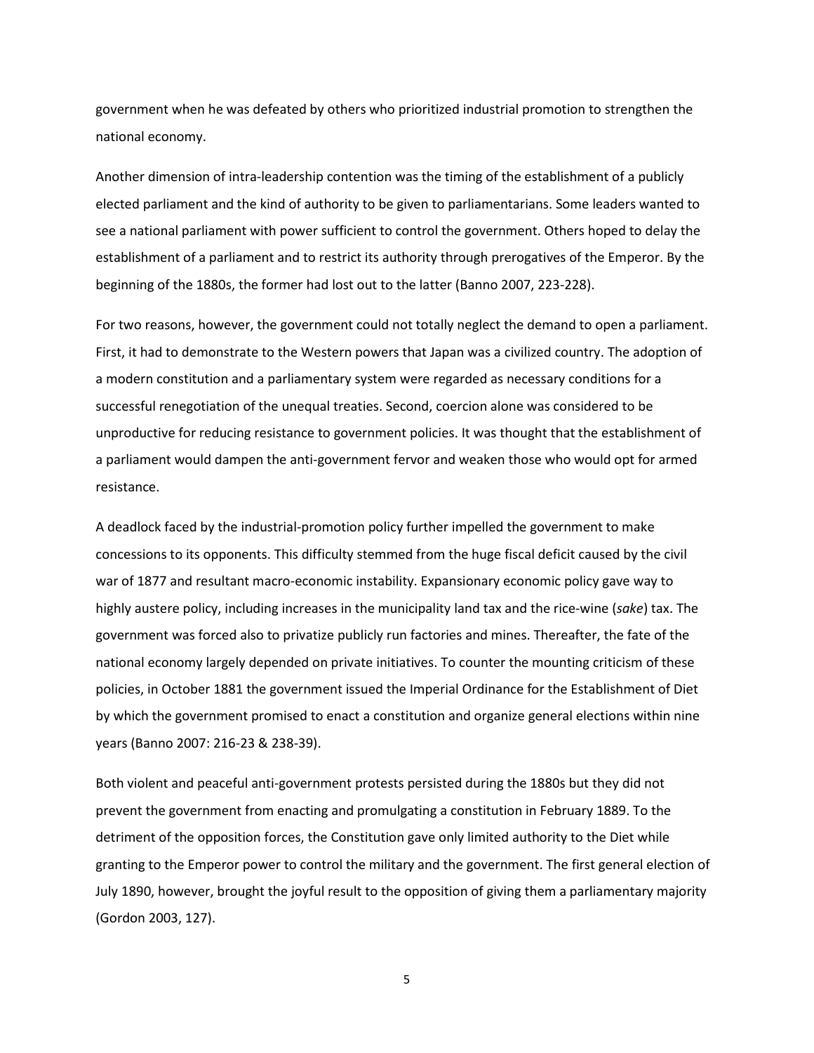government when he was defeated by others who prioritized industrial promotion to strengthen the national economy.

Another dimension of intra-leadership contention was the timing of the establishment of a publicly elected parliament and the kind of authority to be given to parliamentarians. Some leaders wanted to see a national parliament with power sufficient to control the government. Others hoped to delay the establishment of a parliament and to restrict its authority through prerogatives of the Emperor. By the beginning of the 1880s, the former had lost out to the latter (Banno 2007, 223-228).

For two reasons, however, the government could not totally neglect the demand to open a parliament. First, it had to demonstrate to the Western powers that Japan was a civilized country. The adoption of a modern constitution and a parliamentary system were regarded as necessary conditions for a successful renegotiation of the unequal treaties. Second, coercion alone was considered to be unproductive for reducing resistance to government policies. It was thought that the establishment of a parliament would dampen the anti-government fervor and weaken those who would opt for armed resistance.

A deadlock faced by the industrial-promotion policy further impelled the government to make concessions to its opponents. This difficulty stemmed from the huge fiscal deficit caused by the civil war of 1877 and resultant macro-economic instability. Expansionary economic policy gave way to highly austere policy, including increases in the municipality land tax and the rice-wine (*sake*) tax. The government was forced also to privatize publicly run factories and mines. Thereafter, the fate of the national economy largely depended on private initiatives. To counter the mounting criticism of these policies, in October 1881 the government issued the Imperial Ordinance for the Establishment of Diet by which the government promised to enact a constitution and organize general elections within nine years (Banno 2007: 216-23 & 238-39).

Both violent and peaceful anti-government protests persisted during the 1880s but they did not prevent the government from enacting and promulgating a constitution in February 1889. To the detriment of the opposition forces, the Constitution gave only limited authority to the Diet while granting to the Emperor power to control the military and the government. The first general election of July 1890, however, brought the joyful result to the opposition of giving them a parliamentary majority (Gordon 2003, 127).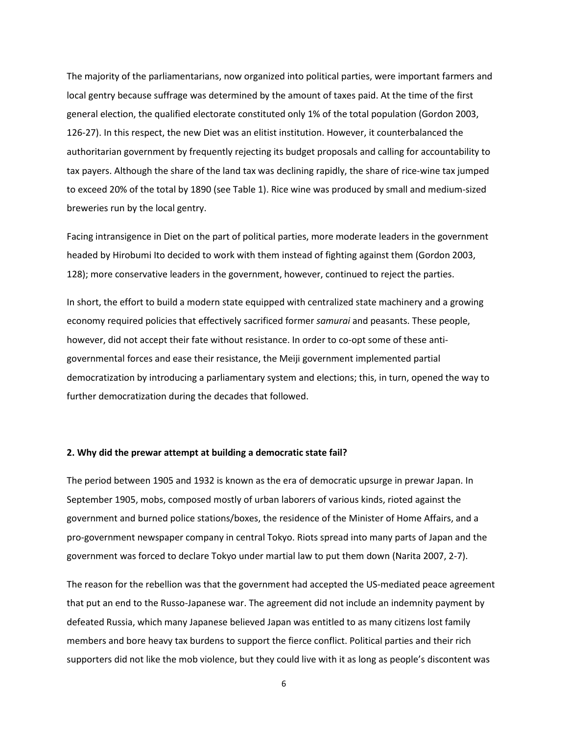The majority of the parliamentarians, now organized into political parties, were important farmers and local gentry because suffrage was determined by the amount of taxes paid. At the time of the first general election, the qualified electorate constituted only 1% of the total population (Gordon 2003, 126-27). In this respect, the new Diet was an elitist institution. However, it counterbalanced the authoritarian government by frequently rejecting its budget proposals and calling for accountability to tax payers. Although the share of the land tax was declining rapidly, the share of rice-wine tax jumped to exceed 20% of the total by 1890 (see Table 1). Rice wine was produced by small and medium-sized breweries run by the local gentry.

Facing intransigence in Diet on the part of political parties, more moderate leaders in the government headed by Hirobumi Ito decided to work with them instead of fighting against them (Gordon 2003, 128); more conservative leaders in the government, however, continued to reject the parties.

In short, the effort to build a modern state equipped with centralized state machinery and a growing economy required policies that effectively sacrificed former *samurai* and peasants. These people, however, did not accept their fate without resistance. In order to co-opt some of these anti-governmental forces and ease their resistance, the Meiji government implemented partial democratization by introducing a parliamentary system and elections; this, in turn, opened the way to further democratization during the decades that followed.

## 2. Why did the prewar attempt at building a democratic state fail?

The period between 1905 and 1932 is known as the era of democratic upsurge in prewar Japan. In September 1905, mobs, composed mostly of urban laborers of various kinds, rioted against the government and burned police stations/boxes, the residence of the Minister of Home Affairs, and a pro-government newspaper company in central Tokyo. Riots spread into many parts of Japan and the government was forced to declare Tokyo under martial law to put them down (Narita 2007, 2-7).

The reason for the rebellion was that the government had accepted the US-mediated peace agreement that put an end to the Russo-Japanese war. The agreement did not include an indemnity payment by defeated Russia, which many Japanese believed Japan was entitled to as many citizens lost family members and bore heavy tax burdens to support the fierce conflict. Political parties and their rich supporters did not like the mob violence, but they could live with it as long as people's discontent was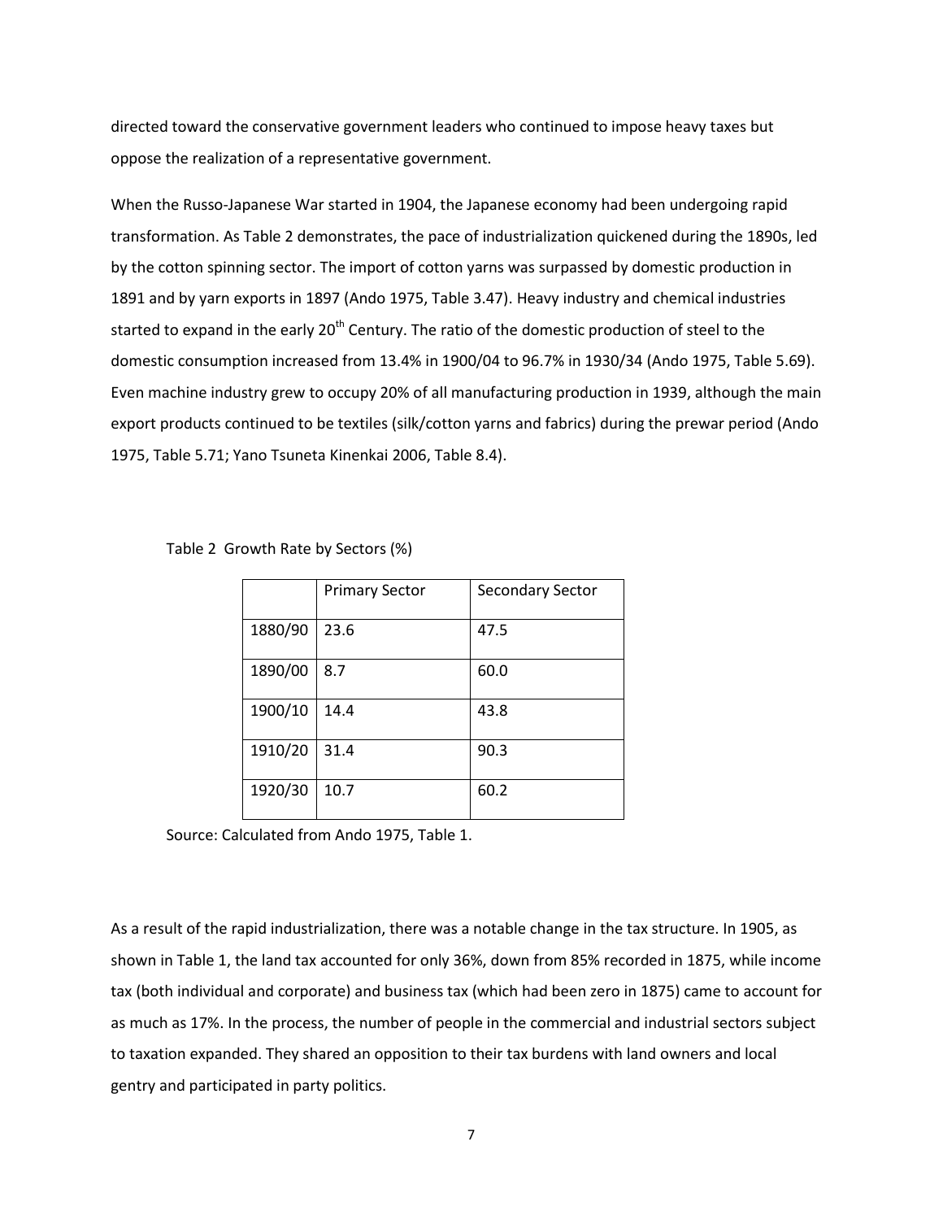directed toward the conservative government leaders who continued to impose heavy taxes but oppose the realization of a representative government.

When the Russo-Japanese War started in 1904, the Japanese economy had been undergoing rapid transformation. As Table 2 demonstrates, the pace of industrialization quickened during the 1890s, led by the cotton spinning sector. The import of cotton yarns was surpassed by domestic production in 1891 and by yarn exports in 1897 (Ando 1975, Table 3.47). Heavy industry and chemical industries started to expand in the early 20th Century. The ratio of the domestic production of steel to the domestic consumption increased from 13.4% in 1900/04 to 96.7% in 1930/34 (Ando 1975, Table 5.69). Even machine industry grew to occupy 20% of all manufacturing production in 1939, although the main export products continued to be textiles (silk/cotton yarns and fabrics) during the prewar period (Ando 1975, Table 5.71; Yano Tsuneta Kinenkai 2006, Table 8.4).

Table 2 Growth Rate by Sectors (%)

| | Primary Sector | Secondary Sector |
|---|---|---|
| 1880/90 | 23.6 | 47.5 |
| 1890/00 | 8.7 | 60.0 |
| 1900/10 | 14.4 | 43.8 |
| 1910/20 | 31.4 | 90.3 |
| 1920/30 | 10.7 | 60.2 |

Source: Calculated from Ando 1975, Table 1.

As a result of the rapid industrialization, there was a notable change in the tax structure. In 1905, as shown in Table 1, the land tax accounted for only 36%, down from 85% recorded in 1875, while income tax (both individual and corporate) and business tax (which had been zero in 1875) came to account for as much as 17%. In the process, the number of people in the commercial and industrial sectors subject to taxation expanded. They shared an opposition to their tax burdens with land owners and local gentry and participated in party politics.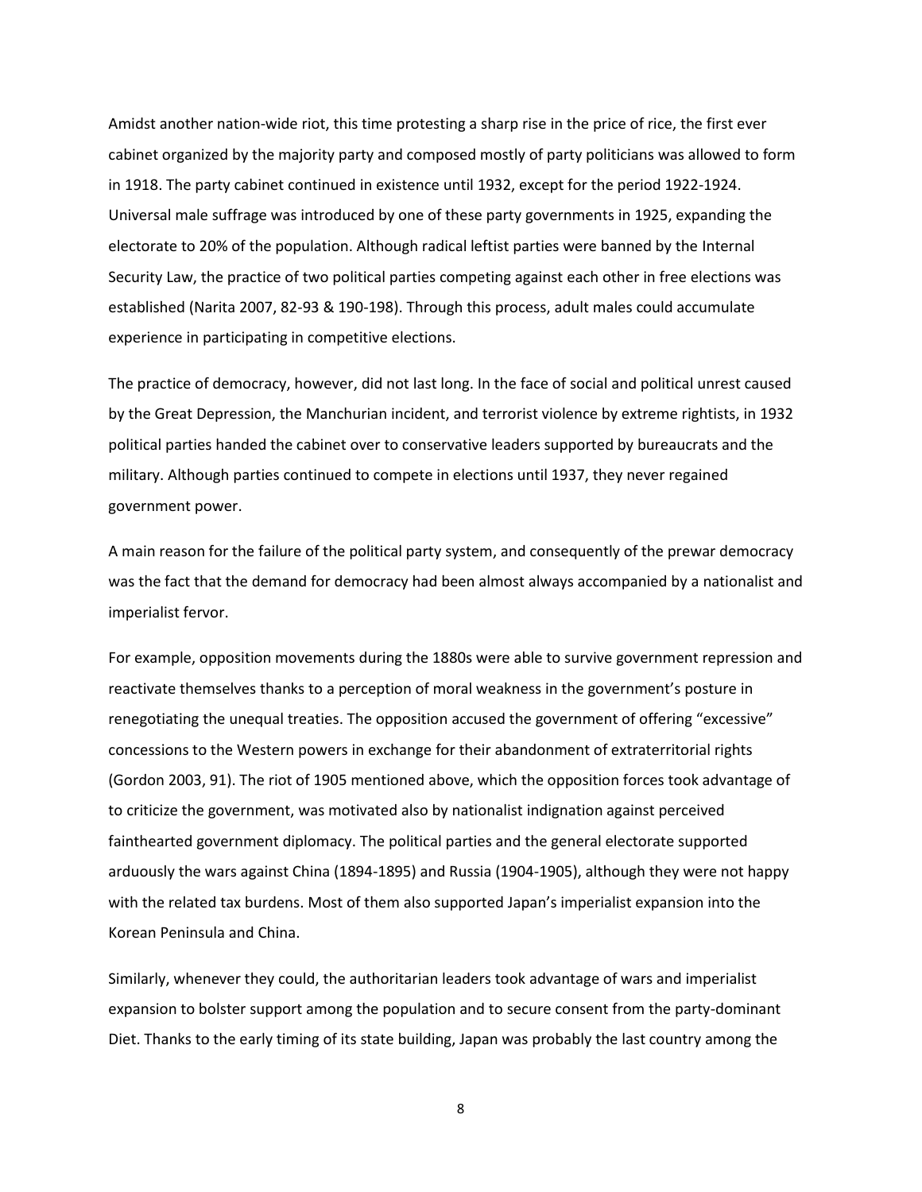Amidst another nation-wide riot, this time protesting a sharp rise in the price of rice, the first ever cabinet organized by the majority party and composed mostly of party politicians was allowed to form in 1918. The party cabinet continued in existence until 1932, except for the period 1922-1924. Universal male suffrage was introduced by one of these party governments in 1925, expanding the electorate to 20% of the population. Although radical leftist parties were banned by the Internal Security Law, the practice of two political parties competing against each other in free elections was established (Narita 2007, 82-93 & 190-198). Through this process, adult males could accumulate experience in participating in competitive elections.

The practice of democracy, however, did not last long. In the face of social and political unrest caused by the Great Depression, the Manchurian incident, and terrorist violence by extreme rightists, in 1932 political parties handed the cabinet over to conservative leaders supported by bureaucrats and the military. Although parties continued to compete in elections until 1937, they never regained government power.

A main reason for the failure of the political party system, and consequently of the prewar democracy was the fact that the demand for democracy had been almost always accompanied by a nationalist and imperialist fervor.

For example, opposition movements during the 1880s were able to survive government repression and reactivate themselves thanks to a perception of moral weakness in the government's posture in renegotiating the unequal treaties. The opposition accused the government of offering "excessive" concessions to the Western powers in exchange for their abandonment of extraterritorial rights (Gordon 2003, 91). The riot of 1905 mentioned above, which the opposition forces took advantage of to criticize the government, was motivated also by nationalist indignation against perceived fainthearted government diplomacy. The political parties and the general electorate supported arduously the wars against China (1894-1895) and Russia (1904-1905), although they were not happy with the related tax burdens. Most of them also supported Japan's imperialist expansion into the Korean Peninsula and China.

Similarly, whenever they could, the authoritarian leaders took advantage of wars and imperialist expansion to bolster support among the population and to secure consent from the party-dominant Diet. Thanks to the early timing of its state building, Japan was probably the last country among the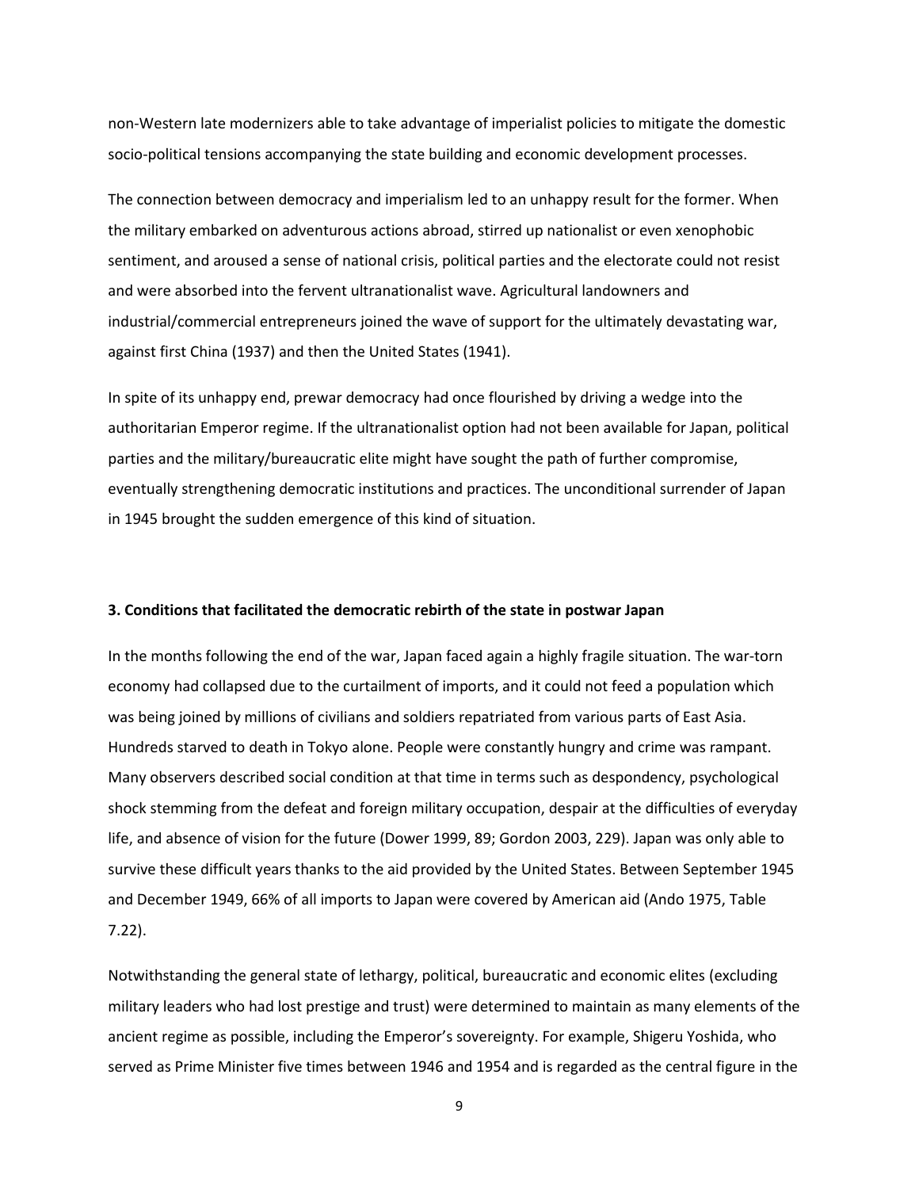non-Western late modernizers able to take advantage of imperialist policies to mitigate the domestic socio-political tensions accompanying the state building and economic development processes.

The connection between democracy and imperialism led to an unhappy result for the former. When the military embarked on adventurous actions abroad, stirred up nationalist or even xenophobic sentiment, and aroused a sense of national crisis, political parties and the electorate could not resist and were absorbed into the fervent ultranationalist wave. Agricultural landowners and industrial/commercial entrepreneurs joined the wave of support for the ultimately devastating war, against first China (1937) and then the United States (1941).

In spite of its unhappy end, prewar democracy had once flourished by driving a wedge into the authoritarian Emperor regime. If the ultranationalist option had not been available for Japan, political parties and the military/bureaucratic elite might have sought the path of further compromise, eventually strengthening democratic institutions and practices. The unconditional surrender of Japan in 1945 brought the sudden emergence of this kind of situation.

### 3. Conditions that facilitated the democratic rebirth of the state in postwar Japan

In the months following the end of the war, Japan faced again a highly fragile situation. The war-torn economy had collapsed due to the curtailment of imports, and it could not feed a population which was being joined by millions of civilians and soldiers repatriated from various parts of East Asia. Hundreds starved to death in Tokyo alone. People were constantly hungry and crime was rampant. Many observers described social condition at that time in terms such as despondency, psychological shock stemming from the defeat and foreign military occupation, despair at the difficulties of everyday life, and absence of vision for the future (Dower 1999, 89; Gordon 2003, 229). Japan was only able to survive these difficult years thanks to the aid provided by the United States. Between September 1945 and December 1949, 66% of all imports to Japan were covered by American aid (Ando 1975, Table 7.22).

Notwithstanding the general state of lethargy, political, bureaucratic and economic elites (excluding military leaders who had lost prestige and trust) were determined to maintain as many elements of the ancient regime as possible, including the Emperor's sovereignty. For example, Shigeru Yoshida, who served as Prime Minister five times between 1946 and 1954 and is regarded as the central figure in the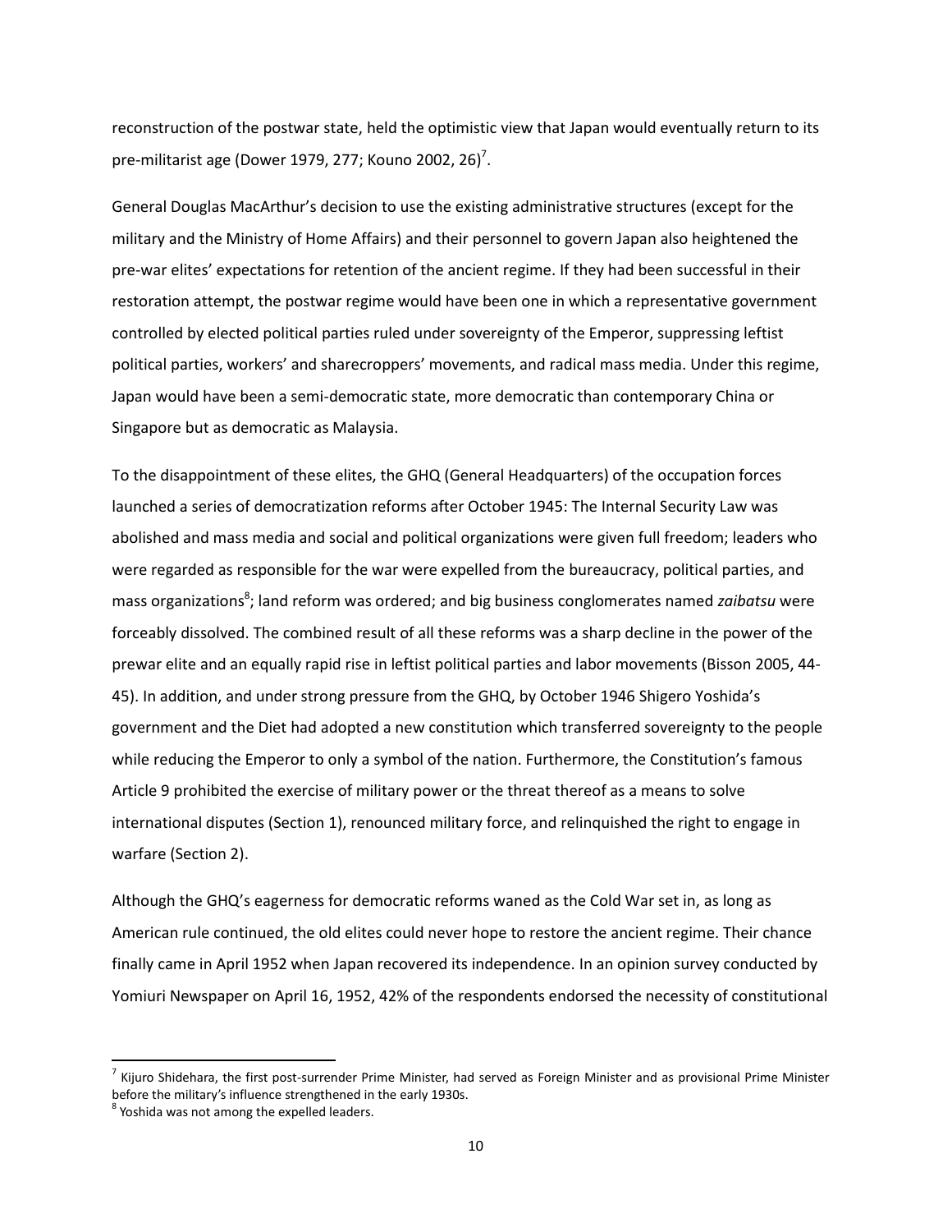reconstruction of the postwar state, held the optimistic view that Japan would eventually return to its pre-militarist age (Dower 1979, 277; Kouno 2002, 26)[7].

General Douglas MacArthur's decision to use the existing administrative structures (except for the military and the Ministry of Home Affairs) and their personnel to govern Japan also heightened the pre-war elites' expectations for retention of the ancient regime. If they had been successful in their restoration attempt, the postwar regime would have been one in which a representative government controlled by elected political parties ruled under sovereignty of the Emperor, suppressing leftist political parties, workers' and sharecroppers' movements, and radical mass media. Under this regime, Japan would have been a semi-democratic state, more democratic than contemporary China or Singapore but as democratic as Malaysia.

To the disappointment of these elites, the GHQ (General Headquarters) of the occupation forces launched a series of democratization reforms after October 1945: The Internal Security Law was abolished and mass media and social and political organizations were given full freedom; leaders who were regarded as responsible for the war were expelled from the bureaucracy, political parties, and mass organizations[8]; land reform was ordered; and big business conglomerates named *zaibatsu* were forceably dissolved. The combined result of all these reforms was a sharp decline in the power of the prewar elite and an equally rapid rise in leftist political parties and labor movements (Bisson 2005, 44-45). In addition, and under strong pressure from the GHQ, by October 1946 Shigero Yoshida's government and the Diet had adopted a new constitution which transferred sovereignty to the people while reducing the Emperor to only a symbol of the nation. Furthermore, the Constitution's famous Article 9 prohibited the exercise of military power or the threat thereof as a means to solve international disputes (Section 1), renounced military force, and relinquished the right to engage in warfare (Section 2).

Although the GHQ's eagerness for democratic reforms waned as the Cold War set in, as long as American rule continued, the old elites could never hope to restore the ancient regime. Their chance finally came in April 1952 when Japan recovered its independence. In an opinion survey conducted by Yomiuri Newspaper on April 16, 1952, 42% of the respondents endorsed the necessity of constitutional

[7] Kijuro Shidehara, the first post-surrender Prime Minister, had served as Foreign Minister and as provisional Prime Minister before the military's influence strengthened in the early 1930s.

[8] Yoshida was not among the expelled leaders.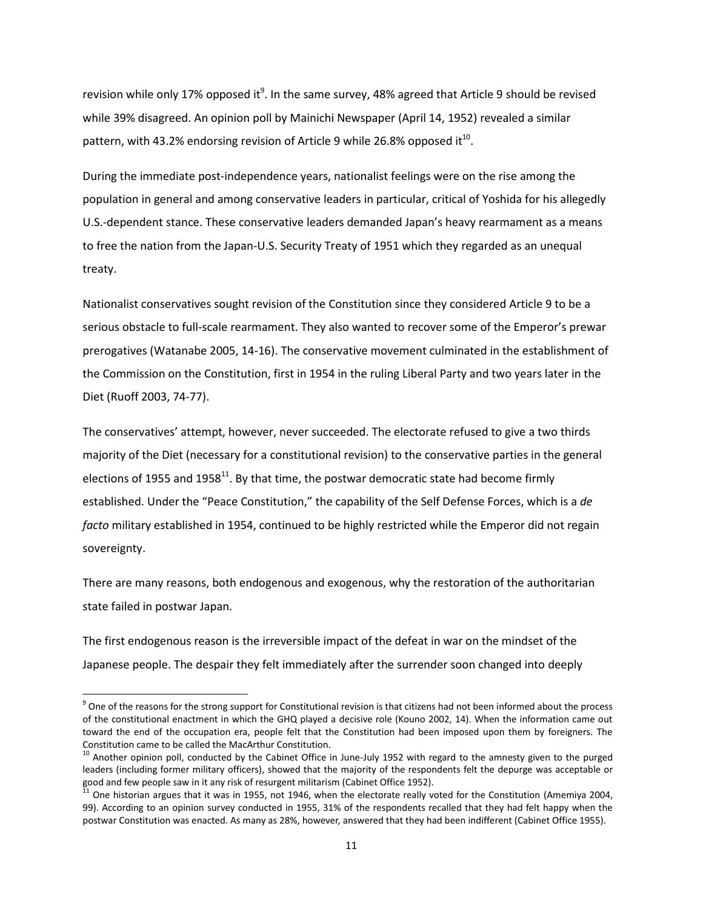revision while only 17% opposed it[9]. In the same survey, 48% agreed that Article 9 should be revised while 39% disagreed. An opinion poll by Mainichi Newspaper (April 14, 1952) revealed a similar pattern, with 43.2% endorsing revision of Article 9 while 26.8% opposed it[10].

During the immediate post-independence years, nationalist feelings were on the rise among the population in general and among conservative leaders in particular, critical of Yoshida for his allegedly U.S.-dependent stance. These conservative leaders demanded Japan's heavy rearmament as a means to free the nation from the Japan-U.S. Security Treaty of 1951 which they regarded as an unequal treaty.

Nationalist conservatives sought revision of the Constitution since they considered Article 9 to be a serious obstacle to full-scale rearmament. They also wanted to recover some of the Emperor's prewar prerogatives (Watanabe 2005, 14-16). The conservative movement culminated in the establishment of the Commission on the Constitution, first in 1954 in the ruling Liberal Party and two years later in the Diet (Ruoff 2003, 74-77).

The conservatives' attempt, however, never succeeded. The electorate refused to give a two thirds majority of the Diet (necessary for a constitutional revision) to the conservative parties in the general elections of 1955 and 1958[11]. By that time, the postwar democratic state had become firmly established. Under the "Peace Constitution," the capability of the Self Defense Forces, which is a *de facto* military established in 1954, continued to be highly restricted while the Emperor did not regain sovereignty.

There are many reasons, both endogenous and exogenous, why the restoration of the authoritarian state failed in postwar Japan.

The first endogenous reason is the irreversible impact of the defeat in war on the mindset of the Japanese people. The despair they felt immediately after the surrender soon changed into deeply

---

[9] One of the reasons for the strong support for Constitutional revision is that citizens had not been informed about the process of the constitutional enactment in which the GHQ played a decisive role (Kouno 2002, 14). When the information came out toward the end of the occupation era, people felt that the Constitution had been imposed upon them by foreigners. The Constitution came to be called the MacArthur Constitution.

[10] Another opinion poll, conducted by the Cabinet Office in June-July 1952 with regard to the amnesty given to the purged leaders (including former military officers), showed that the majority of the respondents felt the depurge was acceptable or good and few people saw in it any risk of resurgent militarism (Cabinet Office 1952).

[11] One historian argues that it was in 1955, not 1946, when the electorate really voted for the Constitution (Amemiya 2004, 99). According to an opinion survey conducted in 1955, 31% of the respondents recalled that they had felt happy when the postwar Constitution was enacted. As many as 28%, however, answered that they had been indifferent (Cabinet Office 1955).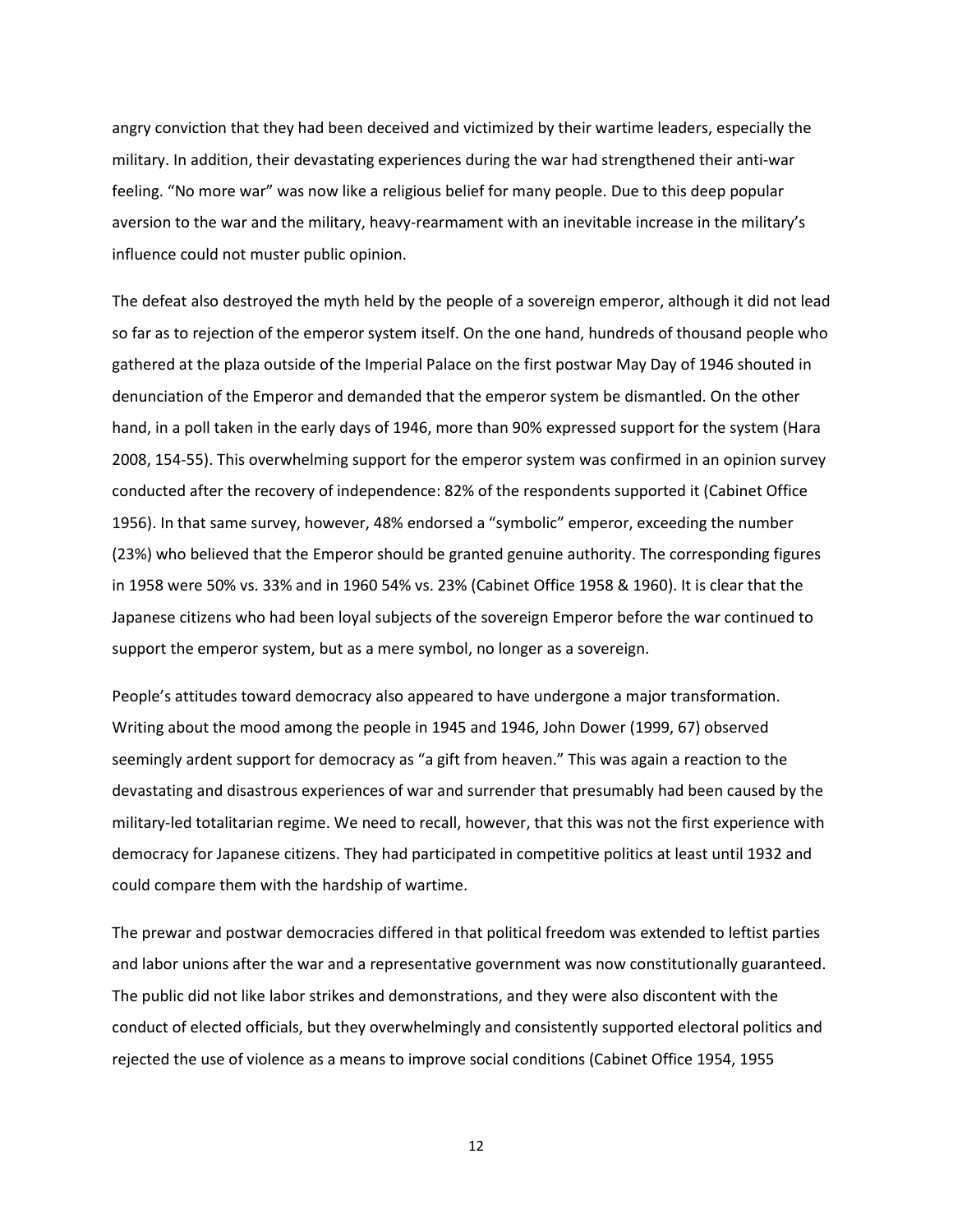angry conviction that they had been deceived and victimized by their wartime leaders, especially the military. In addition, their devastating experiences during the war had strengthened their anti-war feeling. "No more war" was now like a religious belief for many people. Due to this deep popular aversion to the war and the military, heavy-rearmament with an inevitable increase in the military's influence could not muster public opinion.

The defeat also destroyed the myth held by the people of a sovereign emperor, although it did not lead so far as to rejection of the emperor system itself. On the one hand, hundreds of thousand people who gathered at the plaza outside of the Imperial Palace on the first postwar May Day of 1946 shouted in denunciation of the Emperor and demanded that the emperor system be dismantled. On the other hand, in a poll taken in the early days of 1946, more than 90% expressed support for the system (Hara 2008, 154-55). This overwhelming support for the emperor system was confirmed in an opinion survey conducted after the recovery of independence: 82% of the respondents supported it (Cabinet Office 1956). In that same survey, however, 48% endorsed a "symbolic" emperor, exceeding the number (23%) who believed that the Emperor should be granted genuine authority. The corresponding figures in 1958 were 50% vs. 33% and in 1960 54% vs. 23% (Cabinet Office 1958 & 1960). It is clear that the Japanese citizens who had been loyal subjects of the sovereign Emperor before the war continued to support the emperor system, but as a mere symbol, no longer as a sovereign.

People's attitudes toward democracy also appeared to have undergone a major transformation. Writing about the mood among the people in 1945 and 1946, John Dower (1999, 67) observed seemingly ardent support for democracy as "a gift from heaven." This was again a reaction to the devastating and disastrous experiences of war and surrender that presumably had been caused by the military-led totalitarian regime. We need to recall, however, that this was not the first experience with democracy for Japanese citizens. They had participated in competitive politics at least until 1932 and could compare them with the hardship of wartime.

The prewar and postwar democracies differed in that political freedom was extended to leftist parties and labor unions after the war and a representative government was now constitutionally guaranteed. The public did not like labor strikes and demonstrations, and they were also discontent with the conduct of elected officials, but they overwhelmingly and consistently supported electoral politics and rejected the use of violence as a means to improve social conditions (Cabinet Office 1954, 1955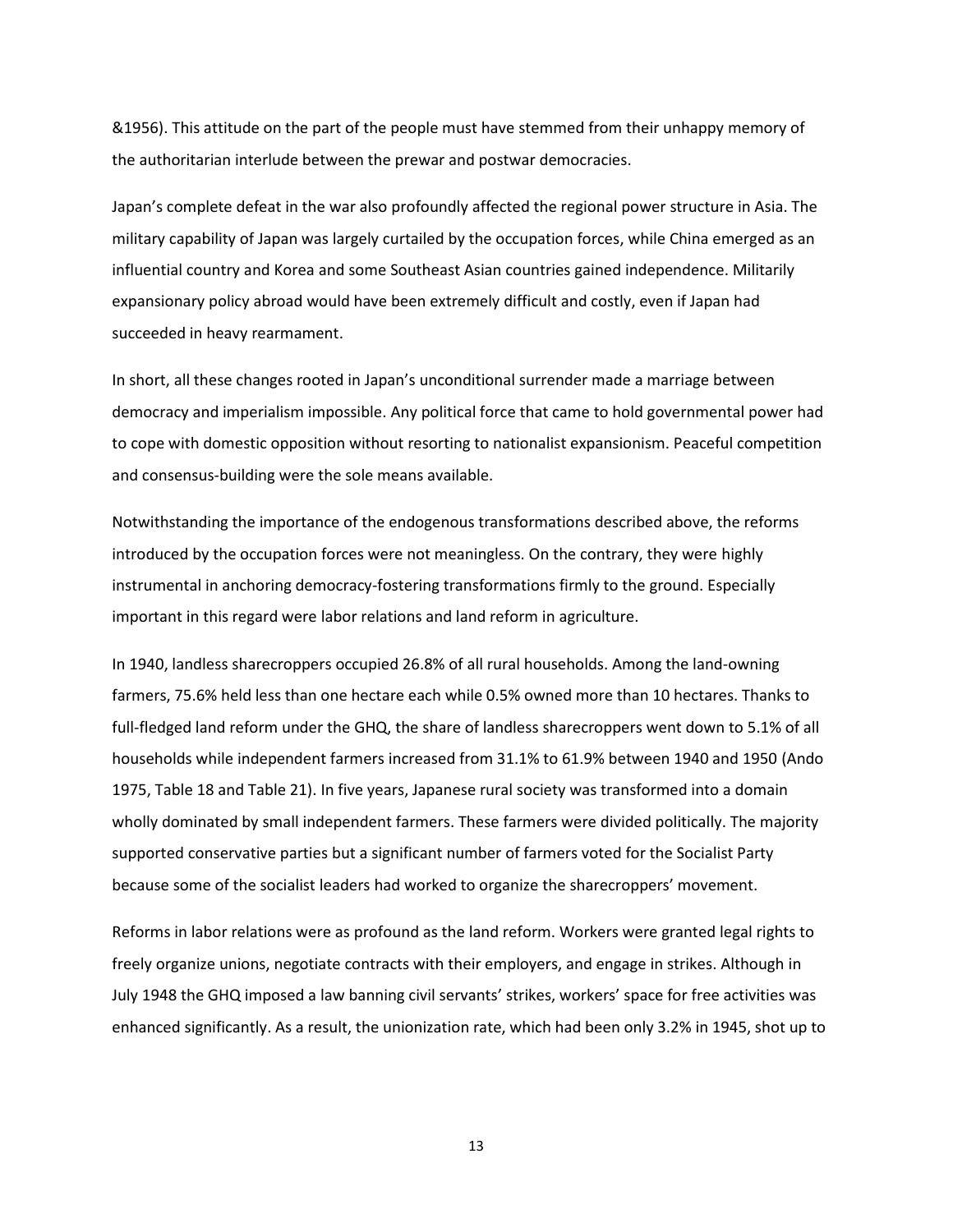&1956). This attitude on the part of the people must have stemmed from their unhappy memory of the authoritarian interlude between the prewar and postwar democracies.

Japan's complete defeat in the war also profoundly affected the regional power structure in Asia. The military capability of Japan was largely curtailed by the occupation forces, while China emerged as an influential country and Korea and some Southeast Asian countries gained independence. Militarily expansionary policy abroad would have been extremely difficult and costly, even if Japan had succeeded in heavy rearmament.

In short, all these changes rooted in Japan's unconditional surrender made a marriage between democracy and imperialism impossible. Any political force that came to hold governmental power had to cope with domestic opposition without resorting to nationalist expansionism. Peaceful competition and consensus-building were the sole means available.

Notwithstanding the importance of the endogenous transformations described above, the reforms introduced by the occupation forces were not meaningless. On the contrary, they were highly instrumental in anchoring democracy-fostering transformations firmly to the ground. Especially important in this regard were labor relations and land reform in agriculture.

In 1940, landless sharecroppers occupied 26.8% of all rural households. Among the land-owning farmers, 75.6% held less than one hectare each while 0.5% owned more than 10 hectares. Thanks to full-fledged land reform under the GHQ, the share of landless sharecroppers went down to 5.1% of all households while independent farmers increased from 31.1% to 61.9% between 1940 and 1950 (Ando 1975, Table 18 and Table 21). In five years, Japanese rural society was transformed into a domain wholly dominated by small independent farmers. These farmers were divided politically. The majority supported conservative parties but a significant number of farmers voted for the Socialist Party because some of the socialist leaders had worked to organize the sharecroppers' movement.

Reforms in labor relations were as profound as the land reform. Workers were granted legal rights to freely organize unions, negotiate contracts with their employers, and engage in strikes. Although in July 1948 the GHQ imposed a law banning civil servants' strikes, workers' space for free activities was enhanced significantly. As a result, the unionization rate, which had been only 3.2% in 1945, shot up to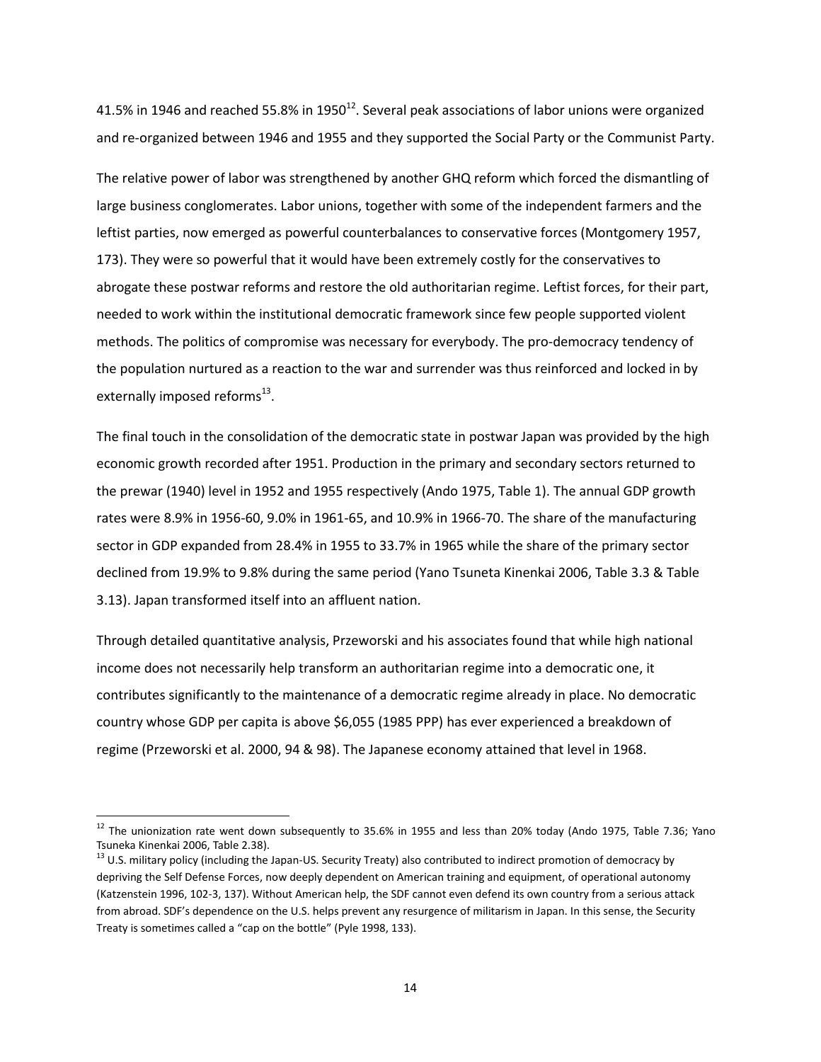41.5% in 1946 and reached 55.8% in 1950[12]. Several peak associations of labor unions were organized and re-organized between 1946 and 1955 and they supported the Social Party or the Communist Party.

The relative power of labor was strengthened by another GHQ reform which forced the dismantling of large business conglomerates. Labor unions, together with some of the independent farmers and the leftist parties, now emerged as powerful counterbalances to conservative forces (Montgomery 1957, 173). They were so powerful that it would have been extremely costly for the conservatives to abrogate these postwar reforms and restore the old authoritarian regime. Leftist forces, for their part, needed to work within the institutional democratic framework since few people supported violent methods. The politics of compromise was necessary for everybody. The pro-democracy tendency of the population nurtured as a reaction to the war and surrender was thus reinforced and locked in by externally imposed reforms[13].

The final touch in the consolidation of the democratic state in postwar Japan was provided by the high economic growth recorded after 1951. Production in the primary and secondary sectors returned to the prewar (1940) level in 1952 and 1955 respectively (Ando 1975, Table 1). The annual GDP growth rates were 8.9% in 1956-60, 9.0% in 1961-65, and 10.9% in 1966-70. The share of the manufacturing sector in GDP expanded from 28.4% in 1955 to 33.7% in 1965 while the share of the primary sector declined from 19.9% to 9.8% during the same period (Yano Tsuneta Kinenkai 2006, Table 3.3 & Table 3.13). Japan transformed itself into an affluent nation.

Through detailed quantitative analysis, Przeworski and his associates found that while high national income does not necessarily help transform an authoritarian regime into a democratic one, it contributes significantly to the maintenance of a democratic regime already in place. No democratic country whose GDP per capita is above $6,055 (1985 PPP) has ever experienced a breakdown of regime (Przeworski et al. 2000, 94 & 98). The Japanese economy attained that level in 1968.

---

[12] The unionization rate went down subsequently to 35.6% in 1955 and less than 20% today (Ando 1975, Table 7.36; Yano Tsuneka Kinenkai 2006, Table 2.38).

[13] U.S. military policy (including the Japan-US. Security Treaty) also contributed to indirect promotion of democracy by depriving the Self Defense Forces, now deeply dependent on American training and equipment, of operational autonomy (Katzenstein 1996, 102-3, 137). Without American help, the SDF cannot even defend its own country from a serious attack from abroad. SDF's dependence on the U.S. helps prevent any resurgence of militarism in Japan. In this sense, the Security Treaty is sometimes called a "cap on the bottle" (Pyle 1998, 133).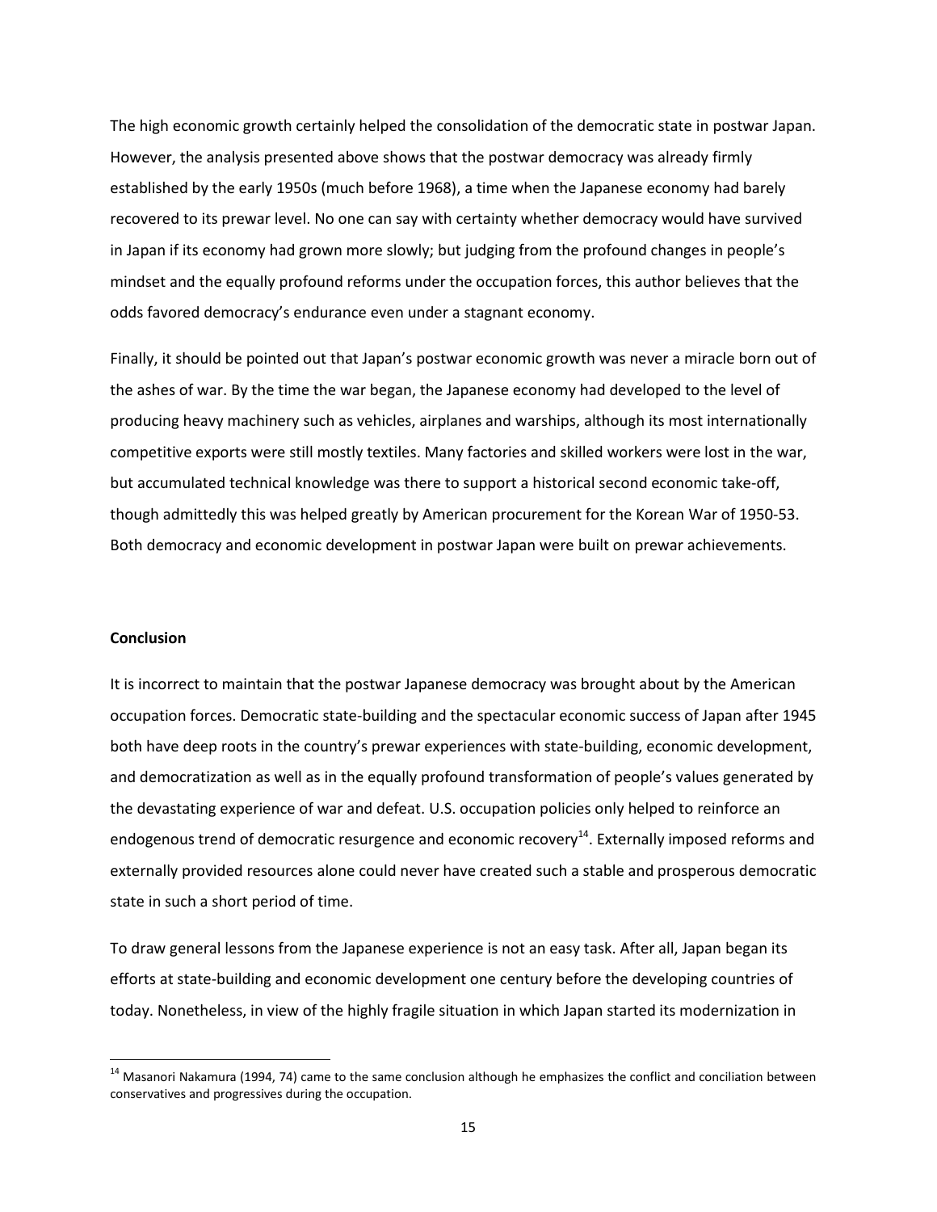The high economic growth certainly helped the consolidation of the democratic state in postwar Japan. However, the analysis presented above shows that the postwar democracy was already firmly established by the early 1950s (much before 1968), a time when the Japanese economy had barely recovered to its prewar level. No one can say with certainty whether democracy would have survived in Japan if its economy had grown more slowly; but judging from the profound changes in people's mindset and the equally profound reforms under the occupation forces, this author believes that the odds favored democracy's endurance even under a stagnant economy.

Finally, it should be pointed out that Japan's postwar economic growth was never a miracle born out of the ashes of war. By the time the war began, the Japanese economy had developed to the level of producing heavy machinery such as vehicles, airplanes and warships, although its most internationally competitive exports were still mostly textiles. Many factories and skilled workers were lost in the war, but accumulated technical knowledge was there to support a historical second economic take-off, though admittedly this was helped greatly by American procurement for the Korean War of 1950-53. Both democracy and economic development in postwar Japan were built on prewar achievements.

## Conclusion

It is incorrect to maintain that the postwar Japanese democracy was brought about by the American occupation forces. Democratic state-building and the spectacular economic success of Japan after 1945 both have deep roots in the country's prewar experiences with state-building, economic development, and democratization as well as in the equally profound transformation of people's values generated by the devastating experience of war and defeat. U.S. occupation policies only helped to reinforce an endogenous trend of democratic resurgence and economic recovery[14]. Externally imposed reforms and externally provided resources alone could never have created such a stable and prosperous democratic state in such a short period of time.

To draw general lessons from the Japanese experience is not an easy task. After all, Japan began its efforts at state-building and economic development one century before the developing countries of today. Nonetheless, in view of the highly fragile situation in which Japan started its modernization in

[14] Masanori Nakamura (1994, 74) came to the same conclusion although he emphasizes the conflict and conciliation between conservatives and progressives during the occupation.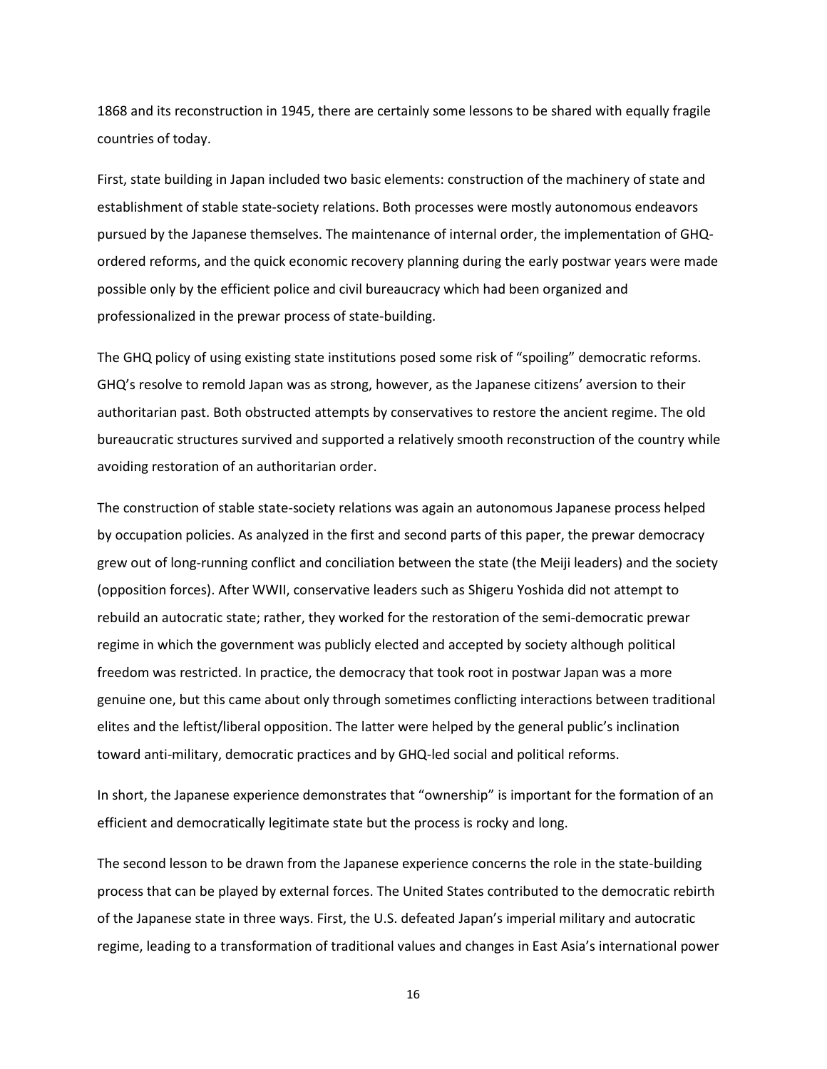1868 and its reconstruction in 1945, there are certainly some lessons to be shared with equally fragile countries of today.

First, state building in Japan included two basic elements: construction of the machinery of state and establishment of stable state-society relations. Both processes were mostly autonomous endeavors pursued by the Japanese themselves. The maintenance of internal order, the implementation of GHQ-ordered reforms, and the quick economic recovery planning during the early postwar years were made possible only by the efficient police and civil bureaucracy which had been organized and professionalized in the prewar process of state-building.

The GHQ policy of using existing state institutions posed some risk of "spoiling" democratic reforms. GHQ's resolve to remold Japan was as strong, however, as the Japanese citizens' aversion to their authoritarian past. Both obstructed attempts by conservatives to restore the ancient regime. The old bureaucratic structures survived and supported a relatively smooth reconstruction of the country while avoiding restoration of an authoritarian order.

The construction of stable state-society relations was again an autonomous Japanese process helped by occupation policies. As analyzed in the first and second parts of this paper, the prewar democracy grew out of long-running conflict and conciliation between the state (the Meiji leaders) and the society (opposition forces). After WWII, conservative leaders such as Shigeru Yoshida did not attempt to rebuild an autocratic state; rather, they worked for the restoration of the semi-democratic prewar regime in which the government was publicly elected and accepted by society although political freedom was restricted. In practice, the democracy that took root in postwar Japan was a more genuine one, but this came about only through sometimes conflicting interactions between traditional elites and the leftist/liberal opposition. The latter were helped by the general public's inclination toward anti-military, democratic practices and by GHQ-led social and political reforms.

In short, the Japanese experience demonstrates that "ownership" is important for the formation of an efficient and democratically legitimate state but the process is rocky and long.

The second lesson to be drawn from the Japanese experience concerns the role in the state-building process that can be played by external forces. The United States contributed to the democratic rebirth of the Japanese state in three ways. First, the U.S. defeated Japan's imperial military and autocratic regime, leading to a transformation of traditional values and changes in East Asia's international power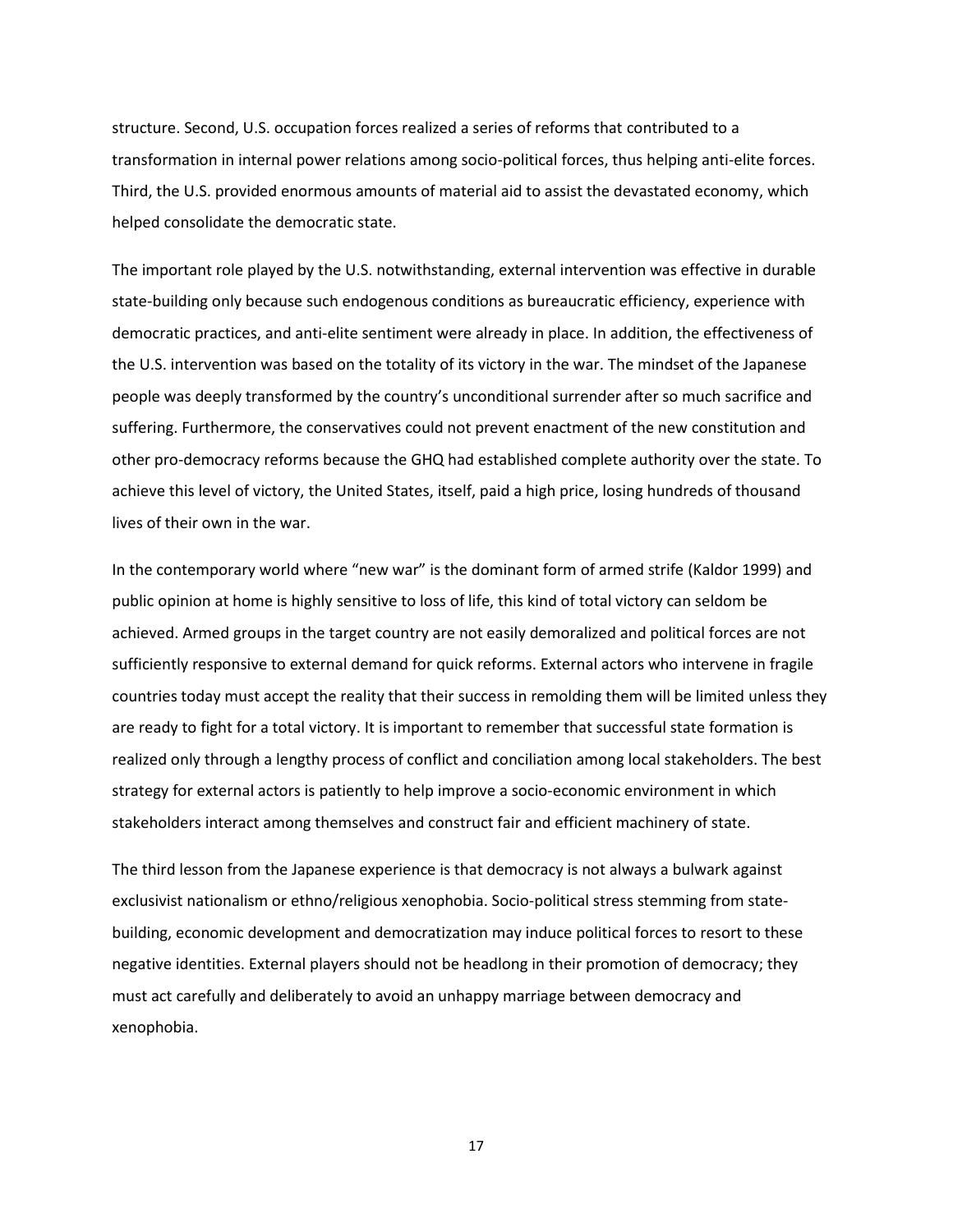structure. Second, U.S. occupation forces realized a series of reforms that contributed to a transformation in internal power relations among socio-political forces, thus helping anti-elite forces. Third, the U.S. provided enormous amounts of material aid to assist the devastated economy, which helped consolidate the democratic state.

The important role played by the U.S. notwithstanding, external intervention was effective in durable state-building only because such endogenous conditions as bureaucratic efficiency, experience with democratic practices, and anti-elite sentiment were already in place. In addition, the effectiveness of the U.S. intervention was based on the totality of its victory in the war. The mindset of the Japanese people was deeply transformed by the country's unconditional surrender after so much sacrifice and suffering. Furthermore, the conservatives could not prevent enactment of the new constitution and other pro-democracy reforms because the GHQ had established complete authority over the state. To achieve this level of victory, the United States, itself, paid a high price, losing hundreds of thousand lives of their own in the war.

In the contemporary world where "new war" is the dominant form of armed strife (Kaldor 1999) and public opinion at home is highly sensitive to loss of life, this kind of total victory can seldom be achieved. Armed groups in the target country are not easily demoralized and political forces are not sufficiently responsive to external demand for quick reforms. External actors who intervene in fragile countries today must accept the reality that their success in remolding them will be limited unless they are ready to fight for a total victory. It is important to remember that successful state formation is realized only through a lengthy process of conflict and conciliation among local stakeholders. The best strategy for external actors is patiently to help improve a socio-economic environment in which stakeholders interact among themselves and construct fair and efficient machinery of state.

The third lesson from the Japanese experience is that democracy is not always a bulwark against exclusivist nationalism or ethno/religious xenophobia. Socio-political stress stemming from state-building, economic development and democratization may induce political forces to resort to these negative identities. External players should not be headlong in their promotion of democracy; they must act carefully and deliberately to avoid an unhappy marriage between democracy and xenophobia.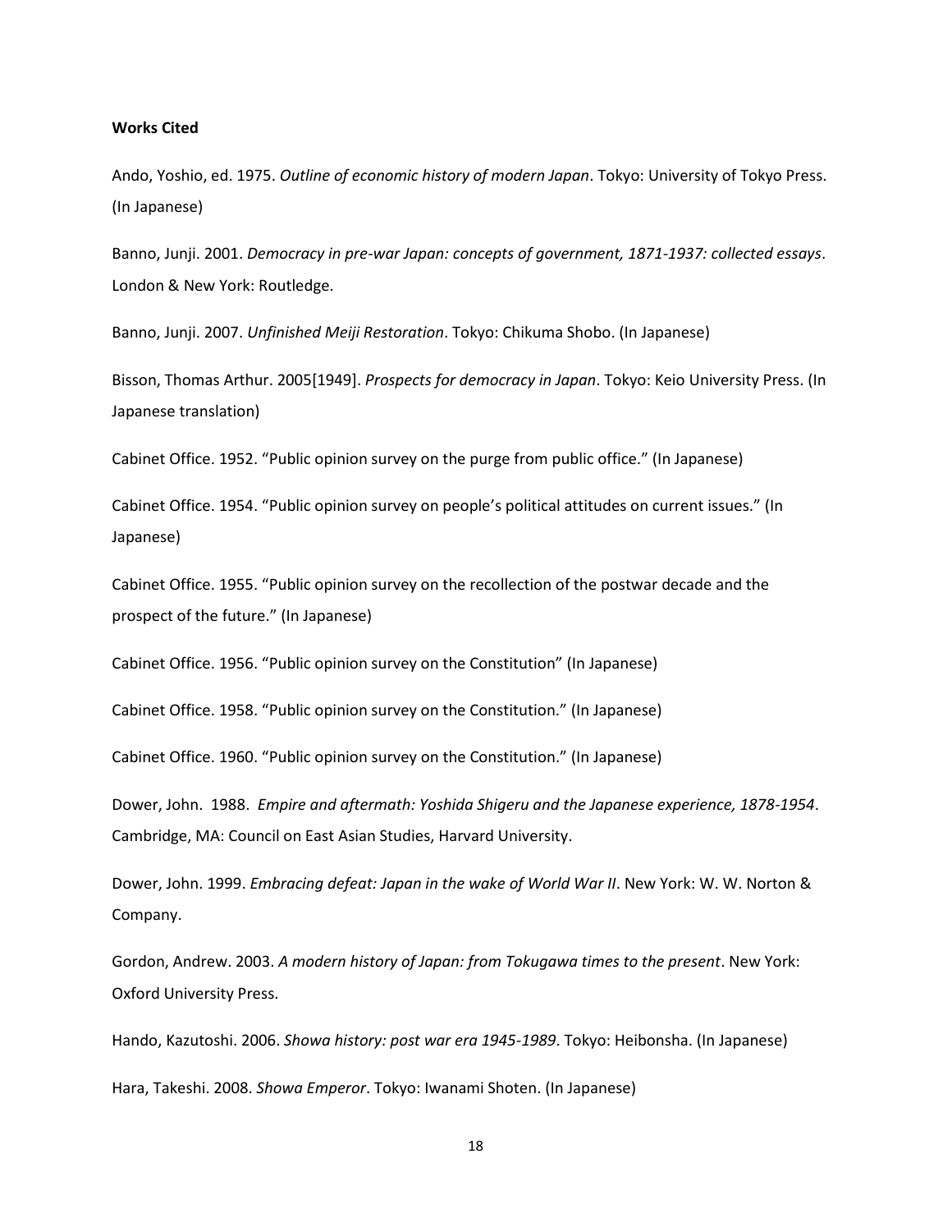**Works Cited**

Ando, Yoshio, ed. 1975. *Outline of economic history of modern Japan*. Tokyo: University of Tokyo Press. (In Japanese)

Banno, Junji. 2001. *Democracy in pre-war Japan: concepts of government, 1871-1937: collected essays*. London & New York: Routledge.

Banno, Junji. 2007. *Unfinished Meiji Restoration*. Tokyo: Chikuma Shobo. (In Japanese)

Bisson, Thomas Arthur. 2005[1949]. *Prospects for democracy in Japan*. Tokyo: Keio University Press. (In Japanese translation)

Cabinet Office. 1952. "Public opinion survey on the purge from public office." (In Japanese)

Cabinet Office. 1954. "Public opinion survey on people's political attitudes on current issues." (In Japanese)

Cabinet Office. 1955. "Public opinion survey on the recollection of the postwar decade and the prospect of the future." (In Japanese)

Cabinet Office. 1956. "Public opinion survey on the Constitution" (In Japanese)

Cabinet Office. 1958. "Public opinion survey on the Constitution." (In Japanese)

Cabinet Office. 1960. "Public opinion survey on the Constitution." (In Japanese)

Dower, John. 1988. *Empire and aftermath: Yoshida Shigeru and the Japanese experience, 1878-1954*. Cambridge, MA: Council on East Asian Studies, Harvard University.

Dower, John. 1999. *Embracing defeat: Japan in the wake of World War II*. New York: W. W. Norton & Company.

Gordon, Andrew. 2003. *A modern history of Japan: from Tokugawa times to the present*. New York: Oxford University Press.

Hando, Kazutoshi. 2006. *Showa history: post war era 1945-1989*. Tokyo: Heibonsha. (In Japanese)

Hara, Takeshi. 2008. *Showa Emperor*. Tokyo: Iwanami Shoten. (In Japanese)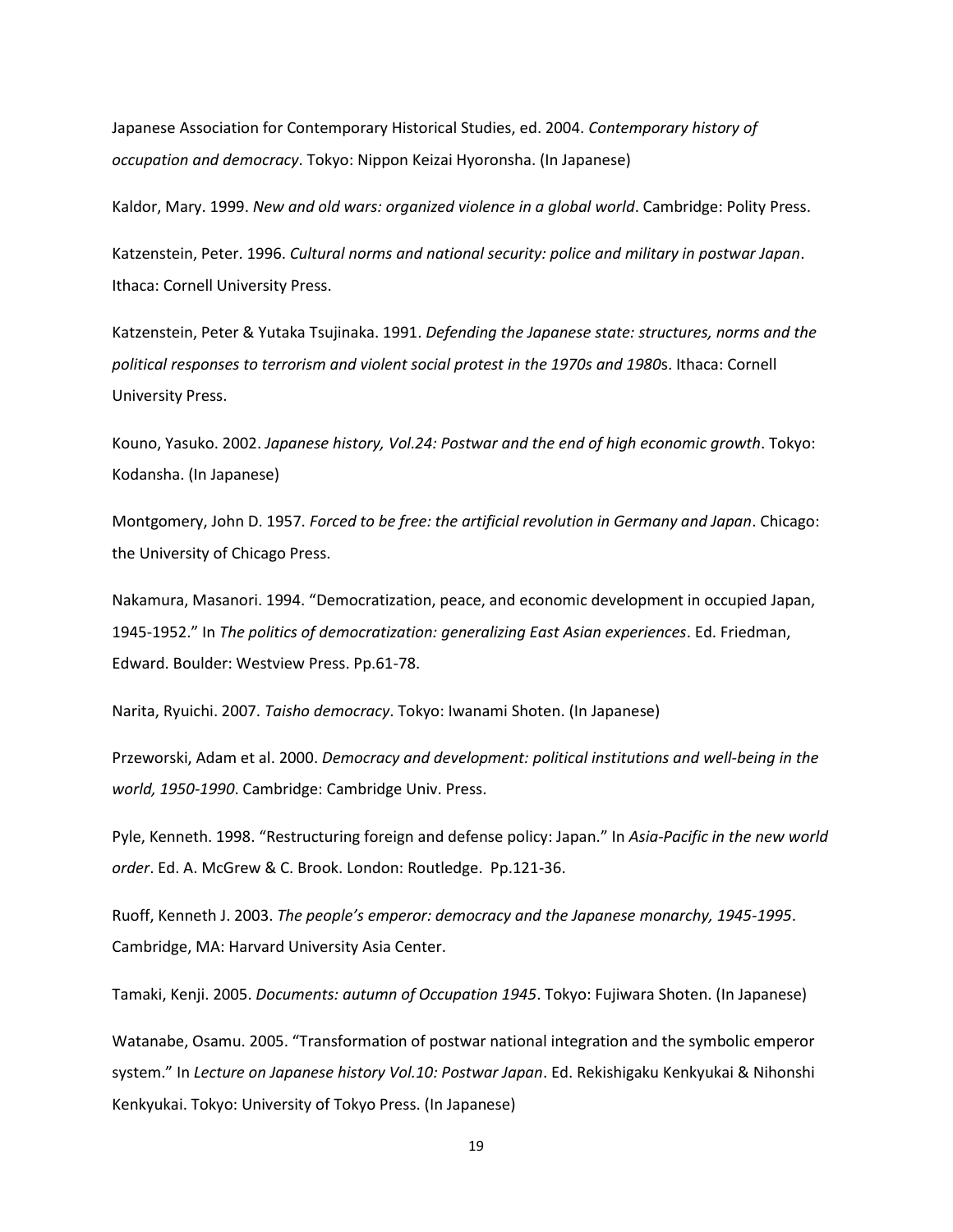Japanese Association for Contemporary Historical Studies, ed. 2004. *Contemporary history of occupation and democracy*. Tokyo: Nippon Keizai Hyoronsha. (In Japanese)

Kaldor, Mary. 1999. *New and old wars: organized violence in a global world*. Cambridge: Polity Press.

Katzenstein, Peter. 1996. *Cultural norms and national security: police and military in postwar Japan*. Ithaca: Cornell University Press.

Katzenstein, Peter & Yutaka Tsujinaka. 1991. *Defending the Japanese state: structures, norms and the political responses to terrorism and violent social protest in the 1970s and 1980*s. Ithaca: Cornell University Press.

Kouno, Yasuko. 2002. *Japanese history, Vol.24: Postwar and the end of high economic growth*. Tokyo: Kodansha. (In Japanese)

Montgomery, John D. 1957. *Forced to be free: the artificial revolution in Germany and Japan*. Chicago: the University of Chicago Press.

Nakamura, Masanori. 1994. "Democratization, peace, and economic development in occupied Japan, 1945-1952." In *The politics of democratization: generalizing East Asian experiences*. Ed. Friedman, Edward. Boulder: Westview Press. Pp.61-78.

Narita, Ryuichi. 2007. *Taisho democracy*. Tokyo: Iwanami Shoten. (In Japanese)

Przeworski, Adam et al. 2000. *Democracy and development: political institutions and well-being in the world, 1950-1990*. Cambridge: Cambridge Univ. Press.

Pyle, Kenneth. 1998. "Restructuring foreign and defense policy: Japan." In *Asia-Pacific in the new world order*. Ed. A. McGrew & C. Brook. London: Routledge. Pp.121-36.

Ruoff, Kenneth J. 2003. *The people's emperor: democracy and the Japanese monarchy, 1945-1995*. Cambridge, MA: Harvard University Asia Center.

Tamaki, Kenji. 2005. *Documents: autumn of Occupation 1945*. Tokyo: Fujiwara Shoten. (In Japanese)

Watanabe, Osamu. 2005. "Transformation of postwar national integration and the symbolic emperor system." In *Lecture on Japanese history Vol.10: Postwar Japan*. Ed. Rekishigaku Kenkyukai & Nihonshi Kenkyukai. Tokyo: University of Tokyo Press. (In Japanese)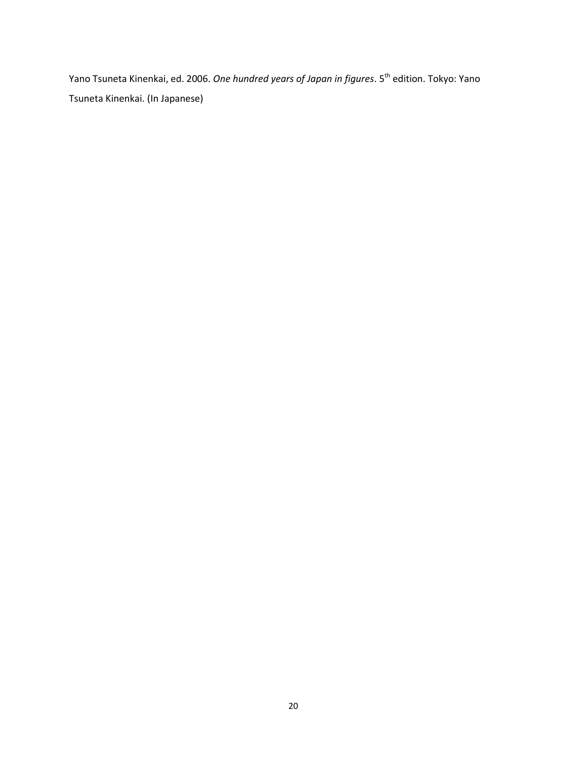Yano Tsuneta Kinenkai, ed. 2006. *One hundred years of Japan in figures*. 5th edition. Tokyo: Yano Tsuneta Kinenkai. (In Japanese)